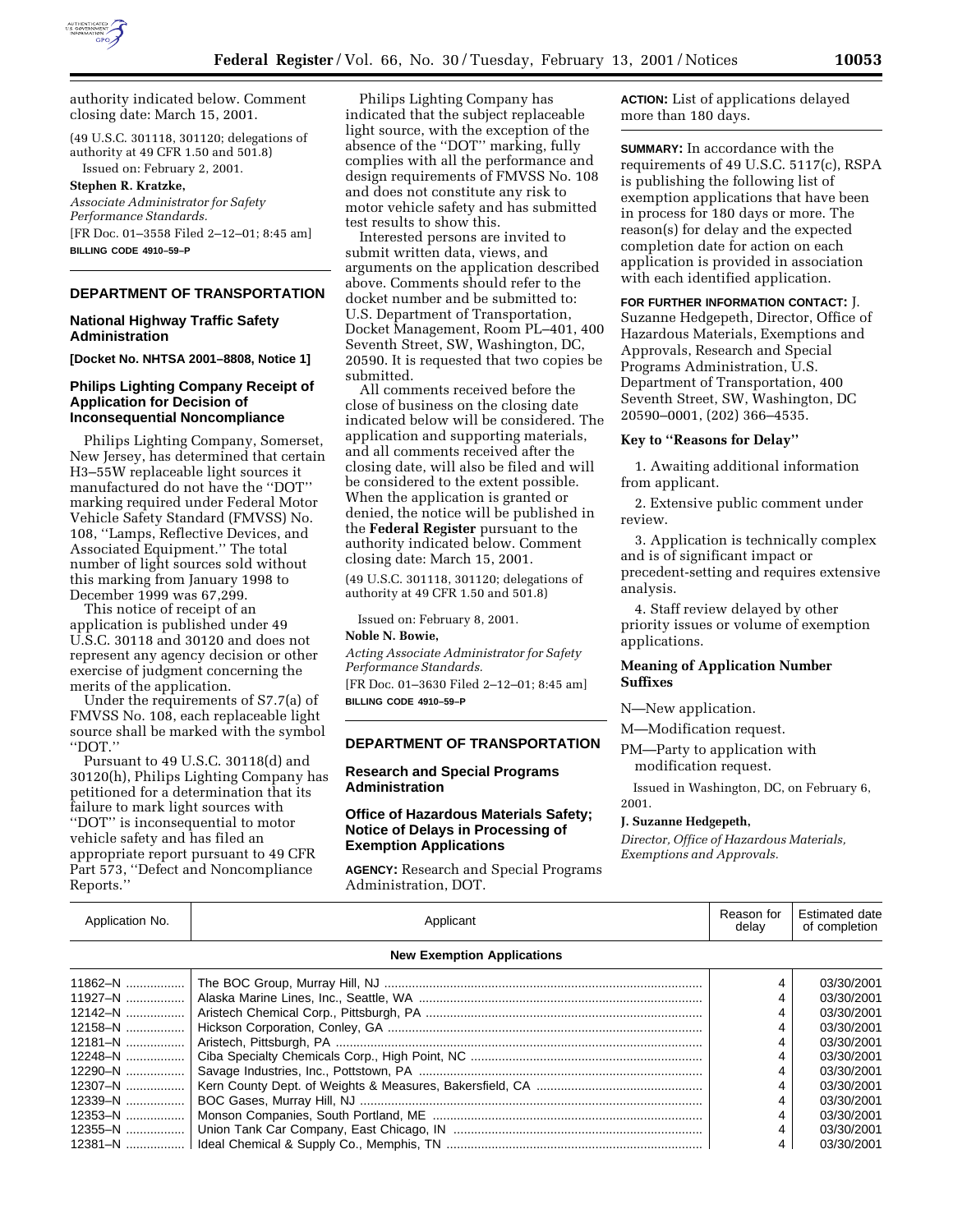authority indicated below. Comment closing date: March 15, 2001.

(49 U.S.C. 301118, 301120; delegations of authority at 49 CFR 1.50 and 501.8)

Issued on: February 2, 2001.

**Stephen R. Kratzke,**

*Associate Administrator for Safety Performance Standards.*

[FR Doc. 01–3558 Filed 2–12–01; 8:45 am]

**BILLING CODE 4910–59–P**

## DEPARTMENT OF TRANSPORTATION

### National Highway Traffic Safety Administration

**[Docket No. NHTSA 2001–8808, Notice 1]**

### Philips Lighting Company Receipt of Application for Decision of Inconsequential Noncompliance

Philips Lighting Company, Somerset, New Jersey, has determined that certain H3–55W replaceable light sources it manufactured do not have the ''DOT'' marking required under Federal Motor Vehicle Safety Standard (FMVSS) No. 108, ''Lamps, Reflective Devices, and Associated Equipment.'' The total number of light sources sold without this marking from January 1998 to December 1999 was 67,299.

This notice of receipt of an application is published under 49 U.S.C. 30118 and 30120 and does not represent any agency decision or other exercise of judgment concerning the merits of the application.

Under the requirements of S7.7(a) of FMVSS No. 108, each replaceable light source shall be marked with the symbol ''DOT.''

Pursuant to 49 U.S.C. 30118(d) and 30120(h), Philips Lighting Company has petitioned for a determination that its failure to mark light sources with ''DOT'' is inconsequential to motor vehicle safety and has filed an appropriate report pursuant to 49 CFR Part 573, ''Defect and Noncompliance Reports.''

Philips Lighting Company has indicated that the subject replaceable light source, with the exception of the absence of the ''DOT'' marking, fully complies with all the performance and design requirements of FMVSS No. 108 and does not constitute any risk to motor vehicle safety and has submitted test results to show this.

Interested persons are invited to submit written data, views, and arguments on the application described above. Comments should refer to the docket number and be submitted to: U.S. Department of Transportation, Docket Management, Room PL–401, 400 Seventh Street, SW, Washington, DC, 20590. It is requested that two copies be submitted.

All comments received before the close of business on the closing date indicated below will be considered. The application and supporting materials, and all comments received after the closing date, will also be filed and will be considered to the extent possible. When the application is granted or denied, the notice will be published in the **Federal Register** pursuant to the authority indicated below. Comment closing date: March 15, 2001.

(49 U.S.C. 301118, 301120; delegations of authority at 49 CFR 1.50 and 501.8)

Issued on: February 8, 2001.

**Noble N. Bowie,**

*Acting Associate Administrator for Safety Performance Standards.*

[FR Doc. 01–3630 Filed 2–12–01; 8:45 am]

**BILLING CODE 4910–59–P**

## DEPARTMENT OF TRANSPORTATION

### Research and Special Programs Administration

### Office of Hazardous Materials Safety; Notice of Delays in Processing of Exemption Applications

**AGENCY:** Research and Special Programs Administration, DOT.

**ACTION:** List of applications delayed more than 180 days.

**SUMMARY:** In accordance with the requirements of 49 U.S.C. 5117(c), RSPA is publishing the following list of exemption applications that have been in process for 180 days or more. The reason(s) for delay and the expected completion date for action on each application is provided in association with each identified application.

**FOR FURTHER INFORMATION CONTACT:** J. Suzanne Hedgepeth, Director, Office of Hazardous Materials, Exemptions and Approvals, Research and Special Programs Administration, U.S. Department of Transportation, 400 Seventh Street, SW, Washington, DC 20590–0001, (202) 366–4535.

### Key to ''Reasons for Delay''

1. Awaiting additional information from applicant.
2. Extensive public comment under review.
3. Application is technically complex and is of significant impact or precedent-setting and requires extensive analysis.
4. Staff review delayed by other priority issues or volume of exemption applications.

### Meaning of Application Number Suffixes

N—New application.

M—Modification request.

PM—Party to application with modification request.

Issued in Washington, DC, on February 6, 2001.

**J. Suzanne Hedgepeth,**

*Director, Office of Hazardous Materials, Exemptions and Approvals.*

| Application No. | Applicant | Reason for delay | Estimated date of completion |
|---|---|---|---|
| **New Exemption Applications** | | | |
| 11862–N | The BOC Group, Murray Hill, NJ | 4 | 03/30/2001 |
| 11927–N | Alaska Marine Lines, Inc., Seattle, WA | 4 | 03/30/2001 |
| 12142–N | Aristech Chemical Corp., Pittsburgh, PA | 4 | 03/30/2001 |
| 12158–N | Hickson Corporation, Conley, GA | 4 | 03/30/2001 |
| 12181–N | Aristech, Pittsburgh, PA | 4 | 03/30/2001 |
| 12248–N | Ciba Specialty Chemicals Corp., High Point, NC | 4 | 03/30/2001 |
| 12290–N | Savage Industries, Inc., Pottstown, PA | 4 | 03/30/2001 |
| 12307–N | Kern County Dept. of Weights & Measures, Bakersfield, CA | 4 | 03/30/2001 |
| 12339–N | BOC Gases, Murray Hill, NJ | 4 | 03/30/2001 |
| 12353–N | Monson Companies, South Portland, ME | 4 | 03/30/2001 |
| 12355–N | Union Tank Car Company, East Chicago, IN | 4 | 03/30/2001 |
| 12381–N | Ideal Chemical & Supply Co., Memphis, TN | 4 | 03/30/2001 |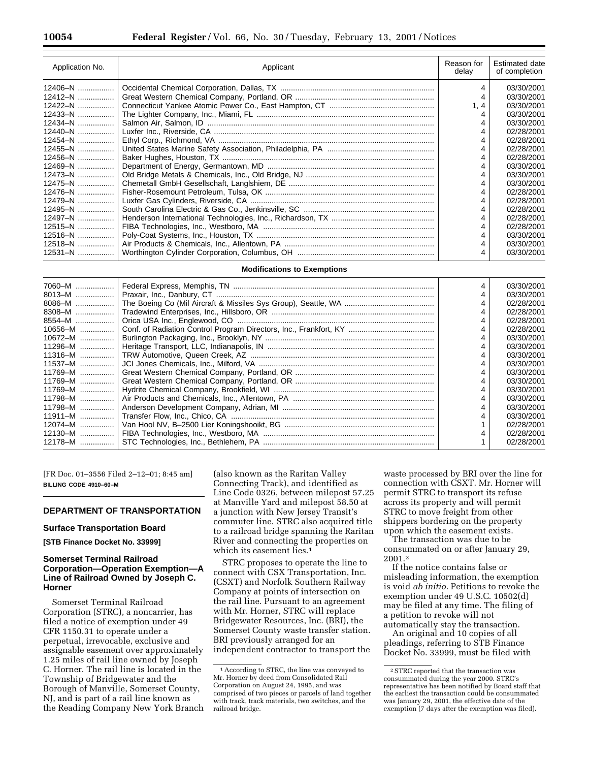| Application No. | Applicant | Reason for delay | Estimated date of completion |
|---|---|---|---|
| 12406–N | Occidental Chemical Corporation, Dallas, TX | 4 | 03/30/2001 |
| 12412–N | Great Western Chemical Company, Portland, OR | 4 | 03/30/2001 |
| 12422–N | Connecticut Yankee Atomic Power Co., East Hampton, CT | 1, 4 | 03/30/2001 |
| 12433–N | The Lighter Company, Inc., Miami, FL | 4 | 03/30/2001 |
| 12434–N | Salmon Air, Salmon, ID | 4 | 03/30/2001 |
| 12440–N | Luxfer Inc., Riverside, CA | 4 | 02/28/2001 |
| 12454–N | Ethyl Corp., Richmond, VA | 4 | 02/28/2001 |
| 12455–N | United States Marine Safety Association, Philadelphia, PA | 4 | 02/28/2001 |
| 12456–N | Baker Hughes, Houston, TX | 4 | 02/28/2001 |
| 12469–N | Department of Energy, Germantown, MD | 4 | 03/30/2001 |
| 12473–N | Old Bridge Metals & Chemicals, Inc., Old Bridge, NJ | 4 | 03/30/2001 |
| 12475–N | Chemetall GmbH Gesellschaft, Langlshiem, DE | 4 | 03/30/2001 |
| 12476–N | Fisher-Rosemount Petroleum, Tulsa, OK | 4 | 02/28/2001 |
| 12479–N | Luxfer Gas Cylinders, Riverside, CA | 4 | 02/28/2001 |
| 12495–N | South Carolina Electric & Gas Co., Jenkinsville, SC | 4 | 02/28/2001 |
| 12497–N | Henderson International Technologies, Inc., Richardson, TX | 4 | 02/28/2001 |
| 12515–N | FIBA Technologies, Inc., Westboro, MA | 4 | 02/28/2001 |
| 12516–N | Poly-Coat Systems, Inc., Houston, TX | 4 | 03/30/2001 |
| 12518–N | Air Products & Chemicals, Inc., Allentown, PA | 4 | 03/30/2001 |
| 12531–N | Worthington Cylinder Corporation, Columbus, OH | 4 | 03/30/2001 |
| **Modifications to Exemptions** | | | |
| 7060–M | Federal Express, Memphis, TN | 4 | 03/30/2001 |
| 8013–M | Praxair, Inc., Danbury, CT | 4 | 03/30/2001 |
| 8086–M | The Boeing Co (Mil Aircraft & Missiles Sys Group), Seattle, WA | 4 | 02/28/2001 |
| 8308–M | Tradewind Enterprises, Inc., Hillsboro, OR | 4 | 02/28/2001 |
| 8554–M | Orica USA Inc., Englewood, CO | 4 | 02/28/2001 |
| 10656–M | Conf. of Radiation Control Program Directors, Inc., Frankfort, KY | 4 | 02/28/2001 |
| 10672–M | Burlington Packaging, Inc., Brooklyn, NY | 4 | 03/30/2001 |
| 11296–M | Heritage Transport, LLC, Indianapolis, IN | 4 | 03/30/2001 |
| 11316–M | TRW Automotive, Queen Creek, AZ | 4 | 03/30/2001 |
| 11537–M | JCI Jones Chemicals, Inc., Milford, VA | 4 | 03/30/2001 |
| 11769–M | Great Western Chemical Company, Portland, OR | 4 | 03/30/2001 |
| 11769–M | Great Western Chemical Company, Portland, OR | 4 | 03/30/2001 |
| 11769–M | Hydrite Chemical Company, Brookfield, WI | 4 | 03/30/2001 |
| 11798–M | Air Products and Chemicals, Inc., Allentown, PA | 4 | 03/30/2001 |
| 11798–M | Anderson Development Company, Adrian, MI | 4 | 03/30/2001 |
| 11911–M | Transfer Flow, Inc., Chico, CA | 4 | 03/30/2001 |
| 12074–M | Van Hool NV, B–2500 Lier Koningshooikt, BG | 1 | 02/28/2001 |
| 12130–M | FIBA Technologies, Inc., Westboro, MA | 4 | 02/28/2001 |
| 12178–M | STC Technologies, Inc., Bethlehem, PA | 1 | 02/28/2001 |

[FR Doc. 01–3556 Filed 2–12–01; 8:45 am]

**BILLING CODE 4910–60–M**

## DEPARTMENT OF TRANSPORTATION

### Surface Transportation Board

**[STB Finance Docket No. 33999]**

### Somerset Terminal Railroad Corporation—Operation Exemption—A Line of Railroad Owned by Joseph C. Horner

Somerset Terminal Railroad Corporation (STRC), a noncarrier, has filed a notice of exemption under 49 CFR 1150.31 to operate under a perpetual, irrevocable, exclusive and assignable easement over approximately 1.25 miles of rail line owned by Joseph C. Horner. The rail line is located in the Township of Bridgewater and the Borough of Manville, Somerset County, NJ, and is part of a rail line known as the Reading Company New York Branch (also known as the Raritan Valley Connecting Track), and identified as Line Code 0326, between milepost 57.25 at Manville Yard and milepost 58.50 at a junction with New Jersey Transit's commuter line. STRC also acquired title to a railroad bridge spanning the Raritan River and connecting the properties on which its easement lies.[1]

STRC proposes to operate the line to connect with CSX Transportation, Inc. (CSXT) and Norfolk Southern Railway Company at points of intersection on the rail line. Pursuant to an agreement with Mr. Horner, STRC will replace Bridgewater Resources, Inc. (BRI), the Somerset County waste transfer station. BRI previously arranged for an independent contractor to transport the waste processed by BRI over the line for connection with CSXT. Mr. Horner will permit STRC to transport its refuse across its property and will permit STRC to move freight from other shippers bordering on the property upon which the easement exists.

The transaction was due to be consummated on or after January 29, 2001.[2]

If the notice contains false or misleading information, the exemption is void *ab initio.* Petitions to revoke the exemption under 49 U.S.C. 10502(d) may be filed at any time. The filing of a petition to revoke will not automatically stay the transaction.

An original and 10 copies of all pleadings, referring to STB Finance Docket No. 33999, must be filed with

[1] According to STRC, the line was conveyed to Mr. Horner by deed from Consolidated Rail Corporation on August 24, 1995, and was comprised of two pieces or parcels of land together with track, track materials, two switches, and the railroad bridge.

[2] STRC reported that the transaction was consummated during the year 2000. STRC's representative has been notified by Board staff that the earliest the transaction could be consummated was January 29, 2001, the effective date of the exemption (7 days after the exemption was filed).